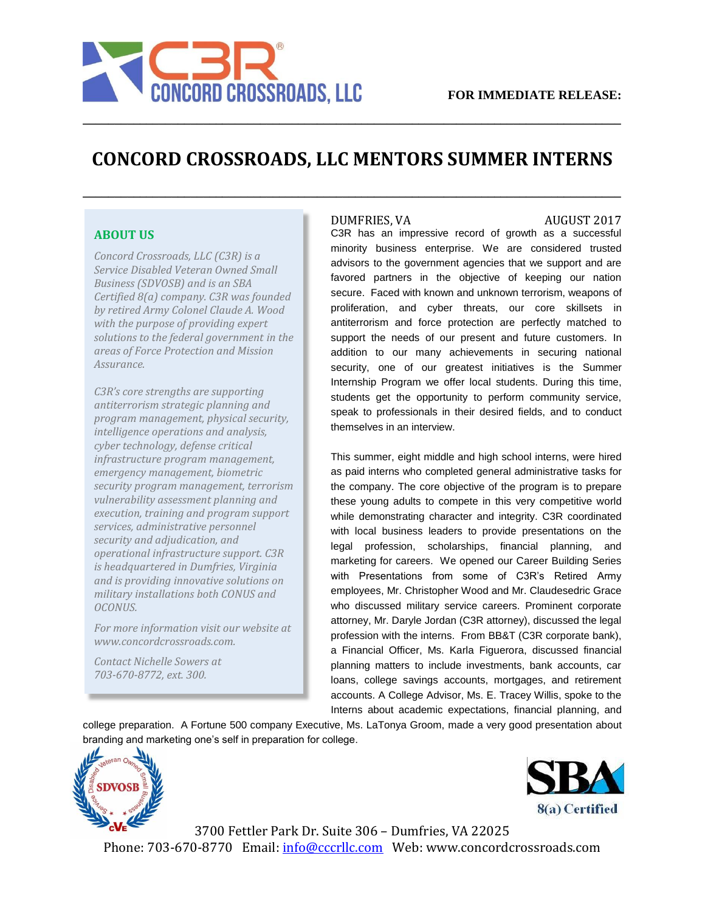FOR IMMEDIATE RELEASE:

# CONCORD CROSSROADS, LLC MENTORS SUMMER INTERNS

### ABOUT US

*Concord Crossroads, LLC (C3R) is a Service Disabled Veteran Owned Small Business (SDVOSB) and is an SBA Certified 8(a) company. C3R was founded by retired Army Colonel Claude A. Wood with the purpose of providing expert solutions to the federal government in the areas of Force Protection and Mission Assurance.*

*C3R's core strengths are supporting antiterrorism strategic planning and program management, physical security, intelligence operations and analysis, cyber technology, defense critical infrastructure program management, emergency management, biometric security program management, terrorism vulnerability assessment planning and execution, training and program support services, administrative personnel security and adjudication, and operational infrastructure support. C3R is headquartered in Dumfries, Virginia and is providing innovative solutions on military installations both CONUS and OCONUS.*

*For more information visit our website at www.concordcrossroads.com.*

*Contact Nichelle Sowers at 703-670-8772, ext. 300.*

DUMFRIES, VA — AUGUST 2017

C3R has an impressive record of growth as a successful minority business enterprise. We are considered trusted advisors to the government agencies that we support and are favored partners in the objective of keeping our nation secure. Faced with known and unknown terrorism, weapons of proliferation, and cyber threats, our core skillsets in antiterrorism and force protection are perfectly matched to support the needs of our present and future customers. In addition to our many achievements in securing national security, one of our greatest initiatives is the Summer Internship Program we offer local students. During this time, students get the opportunity to perform community service, speak to professionals in their desired fields, and to conduct themselves in an interview.

This summer, eight middle and high school interns, were hired as paid interns who completed general administrative tasks for the company. The core objective of the program is to prepare these young adults to compete in this very competitive world while demonstrating character and integrity. C3R coordinated with local business leaders to provide presentations on the legal profession, scholarships, financial planning, and marketing for careers. We opened our Career Building Series with Presentations from some of C3R's Retired Army employees, Mr. Christopher Wood and Mr. Claudesedric Grace who discussed military service careers. Prominent corporate attorney, Mr. Daryle Jordan (C3R attorney), discussed the legal profession with the interns. From BB&T (C3R corporate bank), a Financial Officer, Ms. Karla Figuerora, discussed financial planning matters to include investments, bank accounts, car loans, college savings accounts, mortgages, and retirement accounts. A College Advisor, Ms. E. Tracey Willis, spoke to the Interns about academic expectations, financial planning, and college preparation. A Fortune 500 company Executive, Ms. LaTonya Groom, made a very good presentation about branding and marketing one's self in preparation for college.

3700 Fettler Park Dr. Suite 306 – Dumfries, VA 22025
Phone: 703-670-8770 Email: info@cccrllc.com Web: www.concordcrossroads.com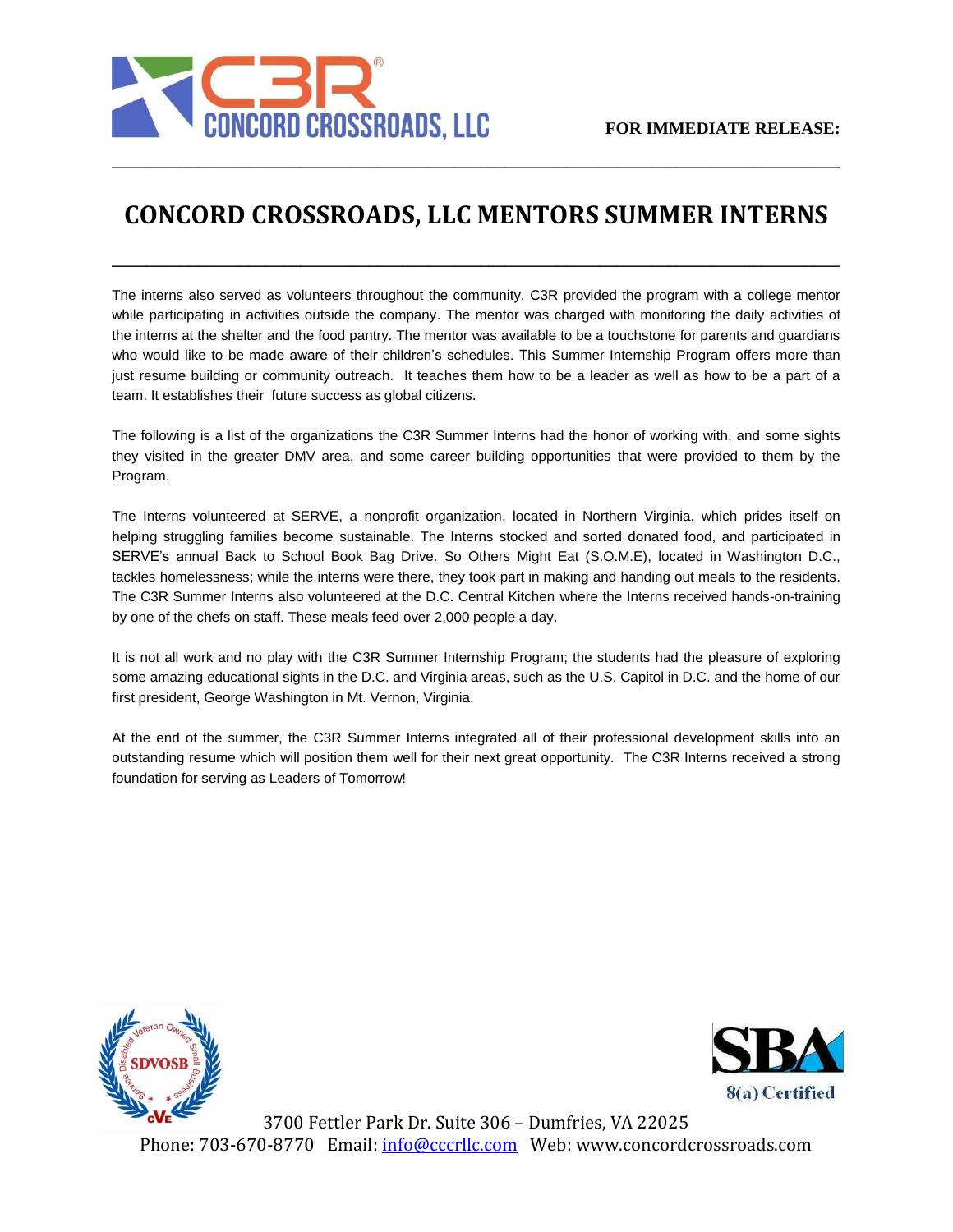**FOR IMMEDIATE RELEASE:**

# CONCORD CROSSROADS, LLC MENTORS SUMMER INTERNS

The interns also served as volunteers throughout the community. C3R provided the program with a college mentor while participating in activities outside the company. The mentor was charged with monitoring the daily activities of the interns at the shelter and the food pantry. The mentor was available to be a touchstone for parents and guardians who would like to be made aware of their children's schedules. This Summer Internship Program offers more than just resume building or community outreach. It teaches them how to be a leader as well as how to be a part of a team. It establishes their future success as global citizens.

The following is a list of the organizations the C3R Summer Interns had the honor of working with, and some sights they visited in the greater DMV area, and some career building opportunities that were provided to them by the Program.

The Interns volunteered at SERVE, a nonprofit organization, located in Northern Virginia, which prides itself on helping struggling families become sustainable. The Interns stocked and sorted donated food, and participated in SERVE's annual Back to School Book Bag Drive. So Others Might Eat (S.O.M.E), located in Washington D.C., tackles homelessness; while the interns were there, they took part in making and handing out meals to the residents. The C3R Summer Interns also volunteered at the D.C. Central Kitchen where the Interns received hands-on-training by one of the chefs on staff. These meals feed over 2,000 people a day.

It is not all work and no play with the C3R Summer Internship Program; the students had the pleasure of exploring some amazing educational sights in the D.C. and Virginia areas, such as the U.S. Capitol in D.C. and the home of our first president, George Washington in Mt. Vernon, Virginia.

At the end of the summer, the C3R Summer Interns integrated all of their professional development skills into an outstanding resume which will position them well for their next great opportunity. The C3R Interns received a strong foundation for serving as Leaders of Tomorrow!

3700 Fettler Park Dr. Suite 306 – Dumfries, VA 22025
Phone: 703-670-8770 Email: info@cccrllc.com Web: www.concordcrossroads.com